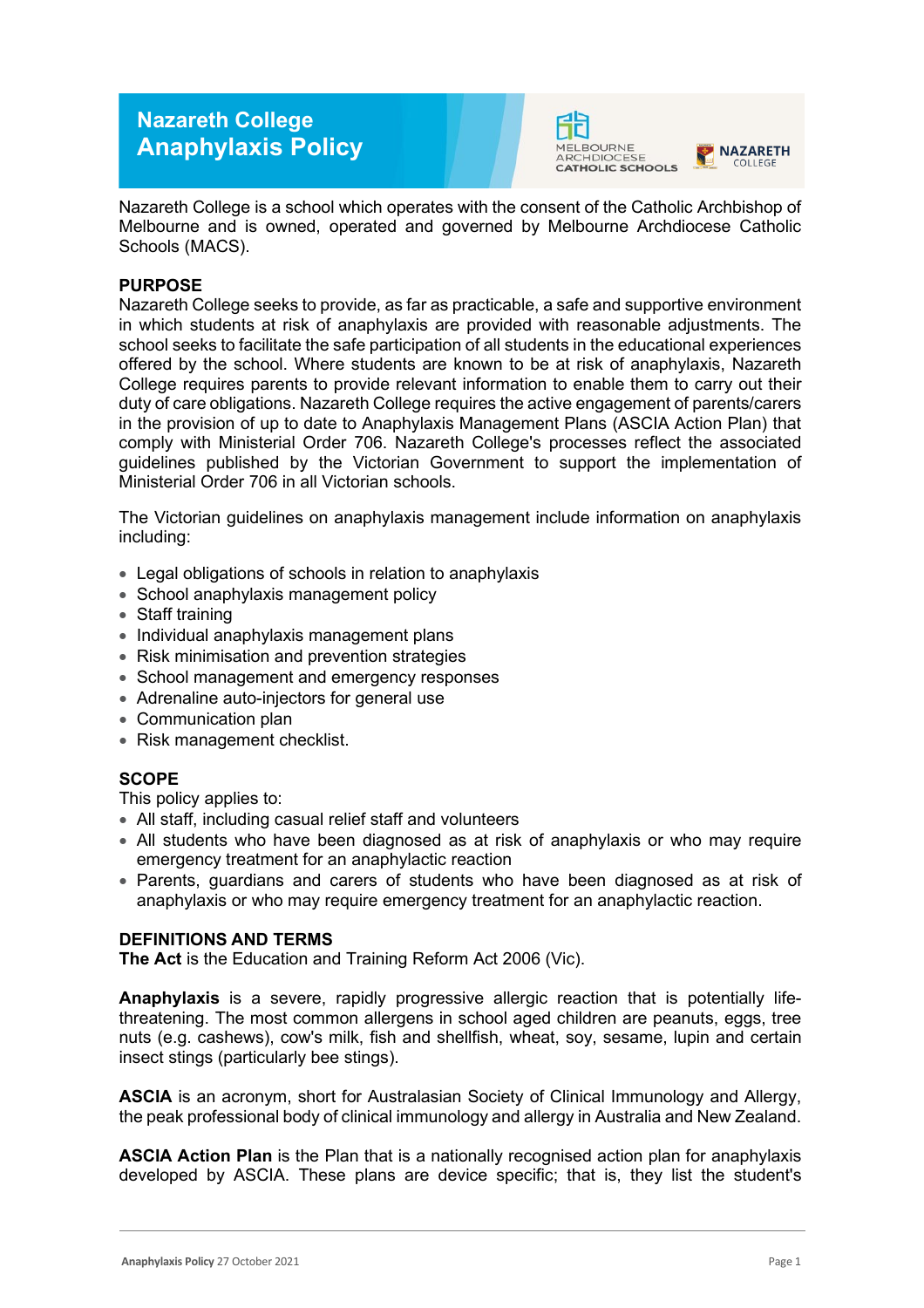# Nazareth College Anaphylaxis Policy

Nazareth College is a school which operates with the consent of the Catholic Archbishop of Melbourne and is owned, operated and governed by Melbourne Archdiocese Catholic Schools (MACS).

## PURPOSE

Nazareth College seeks to provide, as far as practicable, a safe and supportive environment in which students at risk of anaphylaxis are provided with reasonable adjustments. The school seeks to facilitate the safe participation of all students in the educational experiences offered by the school. Where students are known to be at risk of anaphylaxis, Nazareth College requires parents to provide relevant information to enable them to carry out their duty of care obligations. Nazareth College requires the active engagement of parents/carers in the provision of up to date to Anaphylaxis Management Plans (ASCIA Action Plan) that comply with Ministerial Order 706. Nazareth College's processes reflect the associated guidelines published by the Victorian Government to support the implementation of Ministerial Order 706 in all Victorian schools.

The Victorian guidelines on anaphylaxis management include information on anaphylaxis including:

- Legal obligations of schools in relation to anaphylaxis
- School anaphylaxis management policy
- Staff training
- Individual anaphylaxis management plans
- Risk minimisation and prevention strategies
- School management and emergency responses
- Adrenaline auto-injectors for general use
- Communication plan
- Risk management checklist.

## SCOPE

This policy applies to:

- All staff, including casual relief staff and volunteers
- All students who have been diagnosed as at risk of anaphylaxis or who may require emergency treatment for an anaphylactic reaction
- Parents, guardians and carers of students who have been diagnosed as at risk of anaphylaxis or who may require emergency treatment for an anaphylactic reaction.

## DEFINITIONS AND TERMS

**The Act** is the Education and Training Reform Act 2006 (Vic).

**Anaphylaxis** is a severe, rapidly progressive allergic reaction that is potentially life-threatening. The most common allergens in school aged children are peanuts, eggs, tree nuts (e.g. cashews), cow's milk, fish and shellfish, wheat, soy, sesame, lupin and certain insect stings (particularly bee stings).

**ASCIA** is an acronym, short for Australasian Society of Clinical Immunology and Allergy, the peak professional body of clinical immunology and allergy in Australia and New Zealand.

**ASCIA Action Plan** is the Plan that is a nationally recognised action plan for anaphylaxis developed by ASCIA. These plans are device specific; that is, they list the student's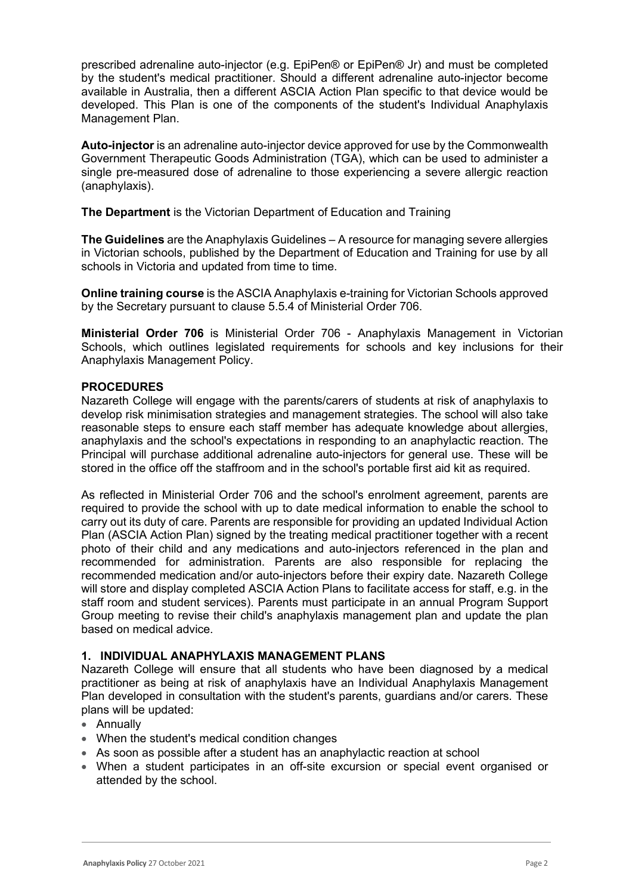prescribed adrenaline auto-injector (e.g. EpiPen® or EpiPen® Jr) and must be completed by the student's medical practitioner. Should a different adrenaline auto-injector become available in Australia, then a different ASCIA Action Plan specific to that device would be developed. This Plan is one of the components of the student's Individual Anaphylaxis Management Plan.

**Auto-injector** is an adrenaline auto-injector device approved for use by the Commonwealth Government Therapeutic Goods Administration (TGA), which can be used to administer a single pre-measured dose of adrenaline to those experiencing a severe allergic reaction (anaphylaxis).

**The Department** is the Victorian Department of Education and Training

**The Guidelines** are the Anaphylaxis Guidelines – A resource for managing severe allergies in Victorian schools, published by the Department of Education and Training for use by all schools in Victoria and updated from time to time.

**Online training course** is the ASCIA Anaphylaxis e-training for Victorian Schools approved by the Secretary pursuant to clause 5.5.4 of Ministerial Order 706.

**Ministerial Order 706** is Ministerial Order 706 - Anaphylaxis Management in Victorian Schools, which outlines legislated requirements for schools and key inclusions for their Anaphylaxis Management Policy.

## PROCEDURES

Nazareth College will engage with the parents/carers of students at risk of anaphylaxis to develop risk minimisation strategies and management strategies. The school will also take reasonable steps to ensure each staff member has adequate knowledge about allergies, anaphylaxis and the school's expectations in responding to an anaphylactic reaction. The Principal will purchase additional adrenaline auto-injectors for general use. These will be stored in the office off the staffroom and in the school's portable first aid kit as required.

As reflected in Ministerial Order 706 and the school's enrolment agreement, parents are required to provide the school with up to date medical information to enable the school to carry out its duty of care. Parents are responsible for providing an updated Individual Action Plan (ASCIA Action Plan) signed by the treating medical practitioner together with a recent photo of their child and any medications and auto-injectors referenced in the plan and recommended for administration. Parents are also responsible for replacing the recommended medication and/or auto-injectors before their expiry date. Nazareth College will store and display completed ASCIA Action Plans to facilitate access for staff, e.g. in the staff room and student services). Parents must participate in an annual Program Support Group meeting to revise their child's anaphylaxis management plan and update the plan based on medical advice.

### 1. INDIVIDUAL ANAPHYLAXIS MANAGEMENT PLANS

Nazareth College will ensure that all students who have been diagnosed by a medical practitioner as being at risk of anaphylaxis have an Individual Anaphylaxis Management Plan developed in consultation with the student's parents, guardians and/or carers. These plans will be updated:

- Annually
- When the student's medical condition changes
- As soon as possible after a student has an anaphylactic reaction at school
- When a student participates in an off-site excursion or special event organised or attended by the school.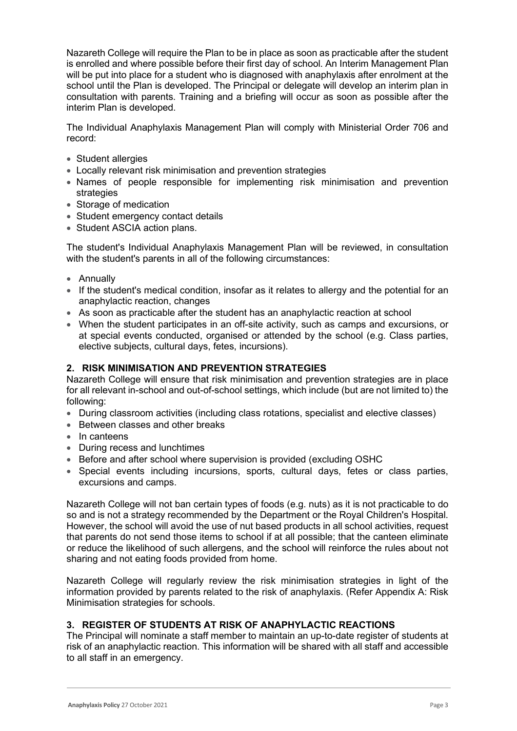Nazareth College will require the Plan to be in place as soon as practicable after the student is enrolled and where possible before their first day of school. An Interim Management Plan will be put into place for a student who is diagnosed with anaphylaxis after enrolment at the school until the Plan is developed. The Principal or delegate will develop an interim plan in consultation with parents. Training and a briefing will occur as soon as possible after the interim Plan is developed.

The Individual Anaphylaxis Management Plan will comply with Ministerial Order 706 and record:

- Student allergies
- Locally relevant risk minimisation and prevention strategies
- Names of people responsible for implementing risk minimisation and prevention strategies
- Storage of medication
- Student emergency contact details
- Student ASCIA action plans.

The student's Individual Anaphylaxis Management Plan will be reviewed, in consultation with the student's parents in all of the following circumstances:

- Annually
- If the student's medical condition, insofar as it relates to allergy and the potential for an anaphylactic reaction, changes
- As soon as practicable after the student has an anaphylactic reaction at school
- When the student participates in an off-site activity, such as camps and excursions, or at special events conducted, organised or attended by the school (e.g. Class parties, elective subjects, cultural days, fetes, incursions).

## 2. RISK MINIMISATION AND PREVENTION STRATEGIES

Nazareth College will ensure that risk minimisation and prevention strategies are in place for all relevant in-school and out-of-school settings, which include (but are not limited to) the following:

- During classroom activities (including class rotations, specialist and elective classes)
- Between classes and other breaks
- In canteens
- During recess and lunchtimes
- Before and after school where supervision is provided (excluding OSHC
- Special events including incursions, sports, cultural days, fetes or class parties, excursions and camps.

Nazareth College will not ban certain types of foods (e.g. nuts) as it is not practicable to do so and is not a strategy recommended by the Department or the Royal Children's Hospital. However, the school will avoid the use of nut based products in all school activities, request that parents do not send those items to school if at all possible; that the canteen eliminate or reduce the likelihood of such allergens, and the school will reinforce the rules about not sharing and not eating foods provided from home.

Nazareth College will regularly review the risk minimisation strategies in light of the information provided by parents related to the risk of anaphylaxis. (Refer Appendix A: Risk Minimisation strategies for schools.

## 3. REGISTER OF STUDENTS AT RISK OF ANAPHYLACTIC REACTIONS

The Principal will nominate a staff member to maintain an up-to-date register of students at risk of an anaphylactic reaction. This information will be shared with all staff and accessible to all staff in an emergency.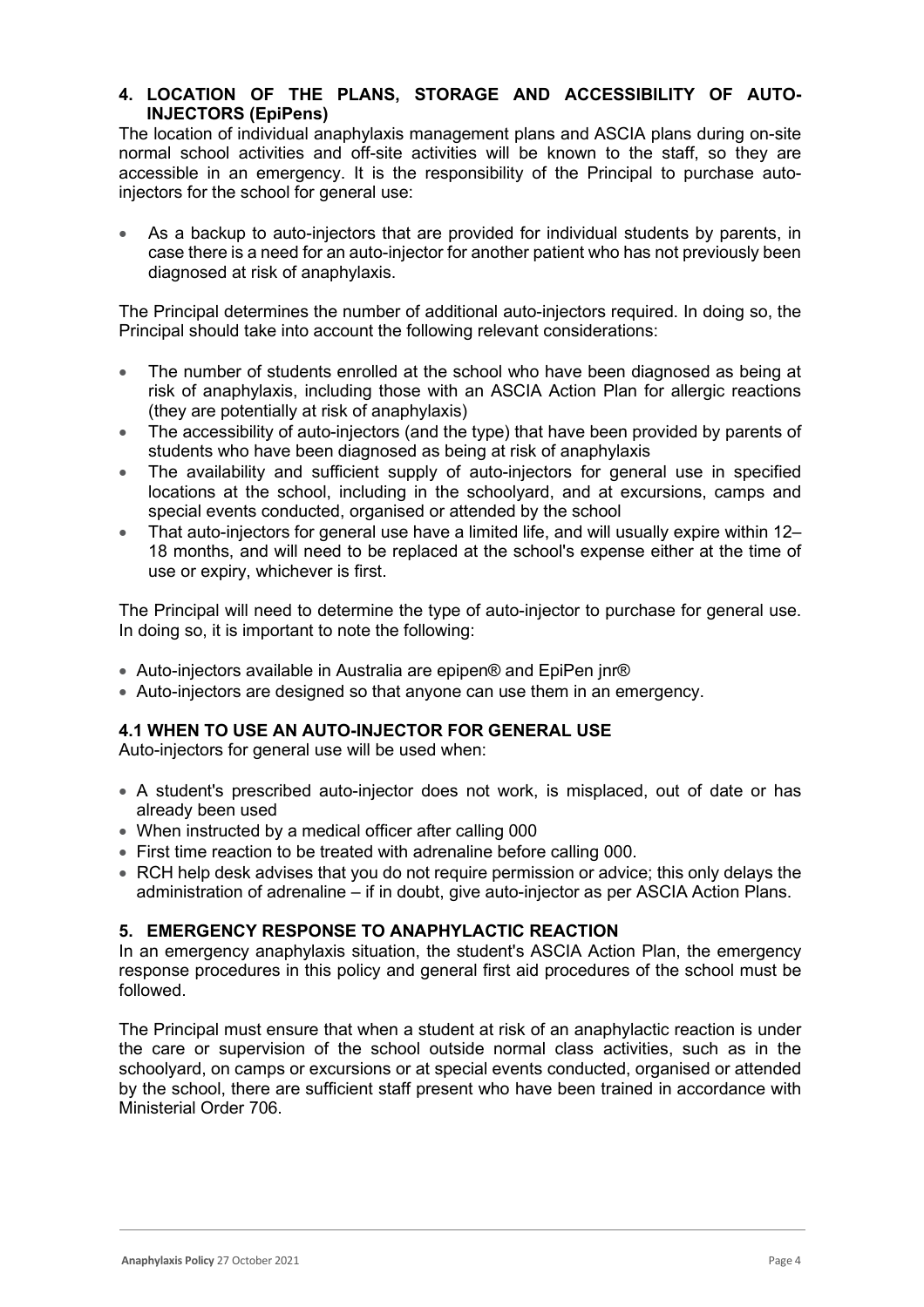## 4. LOCATION OF THE PLANS, STORAGE AND ACCESSIBILITY OF AUTO-INJECTORS (EpiPens)

The location of individual anaphylaxis management plans and ASCIA plans during on-site normal school activities and off-site activities will be known to the staff, so they are accessible in an emergency. It is the responsibility of the Principal to purchase auto-injectors for the school for general use:

- As a backup to auto-injectors that are provided for individual students by parents, in case there is a need for an auto-injector for another patient who has not previously been diagnosed at risk of anaphylaxis.

The Principal determines the number of additional auto-injectors required. In doing so, the Principal should take into account the following relevant considerations:

- The number of students enrolled at the school who have been diagnosed as being at risk of anaphylaxis, including those with an ASCIA Action Plan for allergic reactions (they are potentially at risk of anaphylaxis)
- The accessibility of auto-injectors (and the type) that have been provided by parents of students who have been diagnosed as being at risk of anaphylaxis
- The availability and sufficient supply of auto-injectors for general use in specified locations at the school, including in the schoolyard, and at excursions, camps and special events conducted, organised or attended by the school
- That auto-injectors for general use have a limited life, and will usually expire within 12–18 months, and will need to be replaced at the school's expense either at the time of use or expiry, whichever is first.

The Principal will need to determine the type of auto-injector to purchase for general use. In doing so, it is important to note the following:

- Auto-injectors available in Australia are epipen® and EpiPen jnr®
- Auto-injectors are designed so that anyone can use them in an emergency.

### 4.1 WHEN TO USE AN AUTO-INJECTOR FOR GENERAL USE

Auto-injectors for general use will be used when:

- A student's prescribed auto-injector does not work, is misplaced, out of date or has already been used
- When instructed by a medical officer after calling 000
- First time reaction to be treated with adrenaline before calling 000.
- RCH help desk advises that you do not require permission or advice; this only delays the administration of adrenaline – if in doubt, give auto-injector as per ASCIA Action Plans.

## 5. EMERGENCY RESPONSE TO ANAPHYLACTIC REACTION

In an emergency anaphylaxis situation, the student's ASCIA Action Plan, the emergency response procedures in this policy and general first aid procedures of the school must be followed.

The Principal must ensure that when a student at risk of an anaphylactic reaction is under the care or supervision of the school outside normal class activities, such as in the schoolyard, on camps or excursions or at special events conducted, organised or attended by the school, there are sufficient staff present who have been trained in accordance with Ministerial Order 706.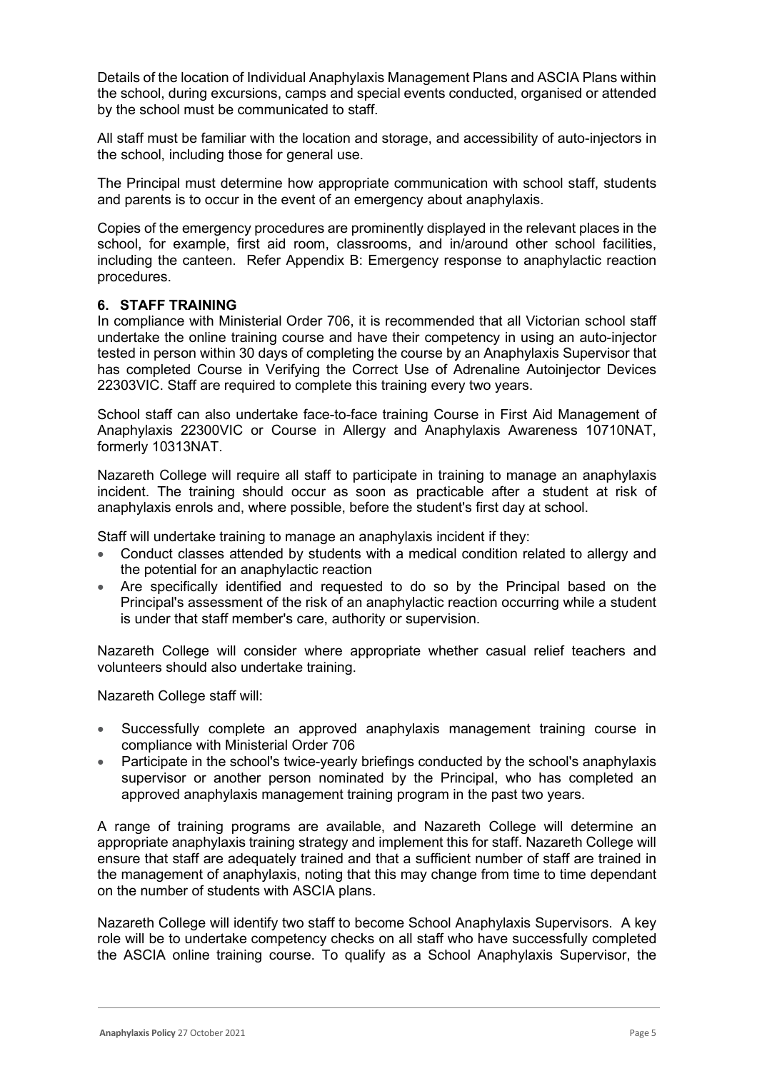Details of the location of Individual Anaphylaxis Management Plans and ASCIA Plans within the school, during excursions, camps and special events conducted, organised or attended by the school must be communicated to staff.

All staff must be familiar with the location and storage, and accessibility of auto-injectors in the school, including those for general use.

The Principal must determine how appropriate communication with school staff, students and parents is to occur in the event of an emergency about anaphylaxis.

Copies of the emergency procedures are prominently displayed in the relevant places in the school, for example, first aid room, classrooms, and in/around other school facilities, including the canteen. Refer Appendix B: Emergency response to anaphylactic reaction procedures.

### 6. STAFF TRAINING

In compliance with Ministerial Order 706, it is recommended that all Victorian school staff undertake the online training course and have their competency in using an auto-injector tested in person within 30 days of completing the course by an Anaphylaxis Supervisor that has completed Course in Verifying the Correct Use of Adrenaline Autoinjector Devices 22303VIC. Staff are required to complete this training every two years.

School staff can also undertake face-to-face training Course in First Aid Management of Anaphylaxis 22300VIC or Course in Allergy and Anaphylaxis Awareness 10710NAT, formerly 10313NAT.

Nazareth College will require all staff to participate in training to manage an anaphylaxis incident. The training should occur as soon as practicable after a student at risk of anaphylaxis enrols and, where possible, before the student's first day at school.

Staff will undertake training to manage an anaphylaxis incident if they:

- Conduct classes attended by students with a medical condition related to allergy and the potential for an anaphylactic reaction
- Are specifically identified and requested to do so by the Principal based on the Principal's assessment of the risk of an anaphylactic reaction occurring while a student is under that staff member's care, authority or supervision.

Nazareth College will consider where appropriate whether casual relief teachers and volunteers should also undertake training.

Nazareth College staff will:

- Successfully complete an approved anaphylaxis management training course in compliance with Ministerial Order 706
- Participate in the school's twice-yearly briefings conducted by the school's anaphylaxis supervisor or another person nominated by the Principal, who has completed an approved anaphylaxis management training program in the past two years.

A range of training programs are available, and Nazareth College will determine an appropriate anaphylaxis training strategy and implement this for staff. Nazareth College will ensure that staff are adequately trained and that a sufficient number of staff are trained in the management of anaphylaxis, noting that this may change from time to time dependant on the number of students with ASCIA plans.

Nazareth College will identify two staff to become School Anaphylaxis Supervisors. A key role will be to undertake competency checks on all staff who have successfully completed the ASCIA online training course. To qualify as a School Anaphylaxis Supervisor, the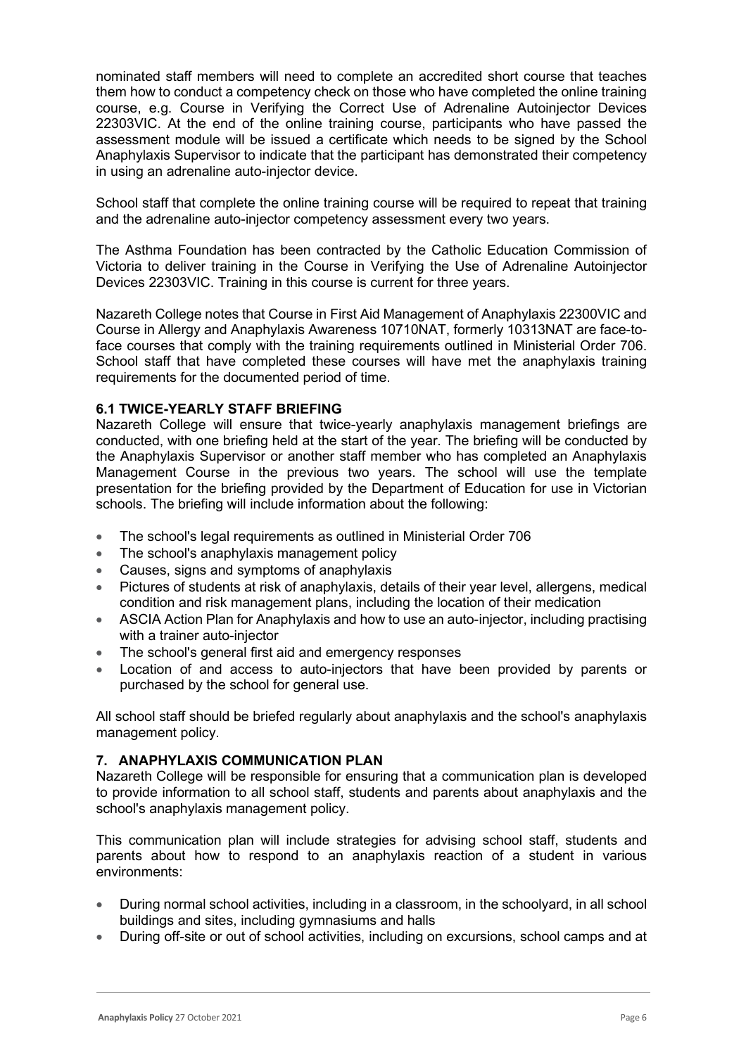nominated staff members will need to complete an accredited short course that teaches them how to conduct a competency check on those who have completed the online training course, e.g. Course in Verifying the Correct Use of Adrenaline Autoinjector Devices 22303VIC. At the end of the online training course, participants who have passed the assessment module will be issued a certificate which needs to be signed by the School Anaphylaxis Supervisor to indicate that the participant has demonstrated their competency in using an adrenaline auto-injector device.

School staff that complete the online training course will be required to repeat that training and the adrenaline auto-injector competency assessment every two years.

The Asthma Foundation has been contracted by the Catholic Education Commission of Victoria to deliver training in the Course in Verifying the Use of Adrenaline Autoinjector Devices 22303VIC. Training in this course is current for three years.

Nazareth College notes that Course in First Aid Management of Anaphylaxis 22300VIC and Course in Allergy and Anaphylaxis Awareness 10710NAT, formerly 10313NAT are face-to-face courses that comply with the training requirements outlined in Ministerial Order 706. School staff that have completed these courses will have met the anaphylaxis training requirements for the documented period of time.

### 6.1 TWICE-YEARLY STAFF BRIEFING

Nazareth College will ensure that twice-yearly anaphylaxis management briefings are conducted, with one briefing held at the start of the year. The briefing will be conducted by the Anaphylaxis Supervisor or another staff member who has completed an Anaphylaxis Management Course in the previous two years. The school will use the template presentation for the briefing provided by the Department of Education for use in Victorian schools. The briefing will include information about the following:

- The school's legal requirements as outlined in Ministerial Order 706
- The school's anaphylaxis management policy
- Causes, signs and symptoms of anaphylaxis
- Pictures of students at risk of anaphylaxis, details of their year level, allergens, medical condition and risk management plans, including the location of their medication
- ASCIA Action Plan for Anaphylaxis and how to use an auto-injector, including practising with a trainer auto-injector
- The school's general first aid and emergency responses
- Location of and access to auto-injectors that have been provided by parents or purchased by the school for general use.

All school staff should be briefed regularly about anaphylaxis and the school's anaphylaxis management policy.

## 7. ANAPHYLAXIS COMMUNICATION PLAN

Nazareth College will be responsible for ensuring that a communication plan is developed to provide information to all school staff, students and parents about anaphylaxis and the school's anaphylaxis management policy.

This communication plan will include strategies for advising school staff, students and parents about how to respond to an anaphylaxis reaction of a student in various environments:

- During normal school activities, including in a classroom, in the schoolyard, in all school buildings and sites, including gymnasiums and halls
- During off-site or out of school activities, including on excursions, school camps and at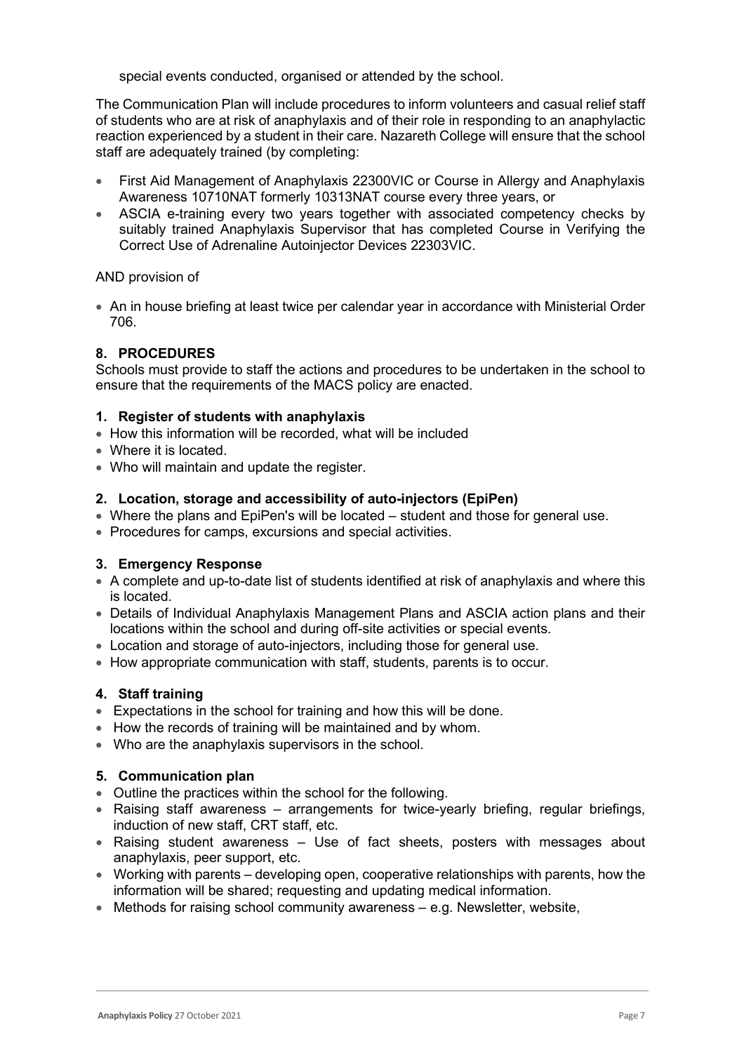special events conducted, organised or attended by the school.

The Communication Plan will include procedures to inform volunteers and casual relief staff of students who are at risk of anaphylaxis and of their role in responding to an anaphylactic reaction experienced by a student in their care. Nazareth College will ensure that the school staff are adequately trained (by completing:

- First Aid Management of Anaphylaxis 22300VIC or Course in Allergy and Anaphylaxis Awareness 10710NAT formerly 10313NAT course every three years, or
- ASCIA e-training every two years together with associated competency checks by suitably trained Anaphylaxis Supervisor that has completed Course in Verifying the Correct Use of Adrenaline Autoinjector Devices 22303VIC.

AND provision of

- An in house briefing at least twice per calendar year in accordance with Ministerial Order 706.

## 8. PROCEDURES

Schools must provide to staff the actions and procedures to be undertaken in the school to ensure that the requirements of the MACS policy are enacted.

### 1. Register of students with anaphylaxis

- How this information will be recorded, what will be included
- Where it is located.
- Who will maintain and update the register.

### 2. Location, storage and accessibility of auto-injectors (EpiPen)

- Where the plans and EpiPen's will be located – student and those for general use.
- Procedures for camps, excursions and special activities.

### 3. Emergency Response

- A complete and up-to-date list of students identified at risk of anaphylaxis and where this is located.
- Details of Individual Anaphylaxis Management Plans and ASCIA action plans and their locations within the school and during off-site activities or special events.
- Location and storage of auto-injectors, including those for general use.
- How appropriate communication with staff, students, parents is to occur.

### 4. Staff training

- Expectations in the school for training and how this will be done.
- How the records of training will be maintained and by whom.
- Who are the anaphylaxis supervisors in the school.

### 5. Communication plan

- Outline the practices within the school for the following.
- Raising staff awareness – arrangements for twice-yearly briefing, regular briefings, induction of new staff, CRT staff, etc.
- Raising student awareness – Use of fact sheets, posters with messages about anaphylaxis, peer support, etc.
- Working with parents – developing open, cooperative relationships with parents, how the information will be shared; requesting and updating medical information.
- Methods for raising school community awareness – e.g. Newsletter, website,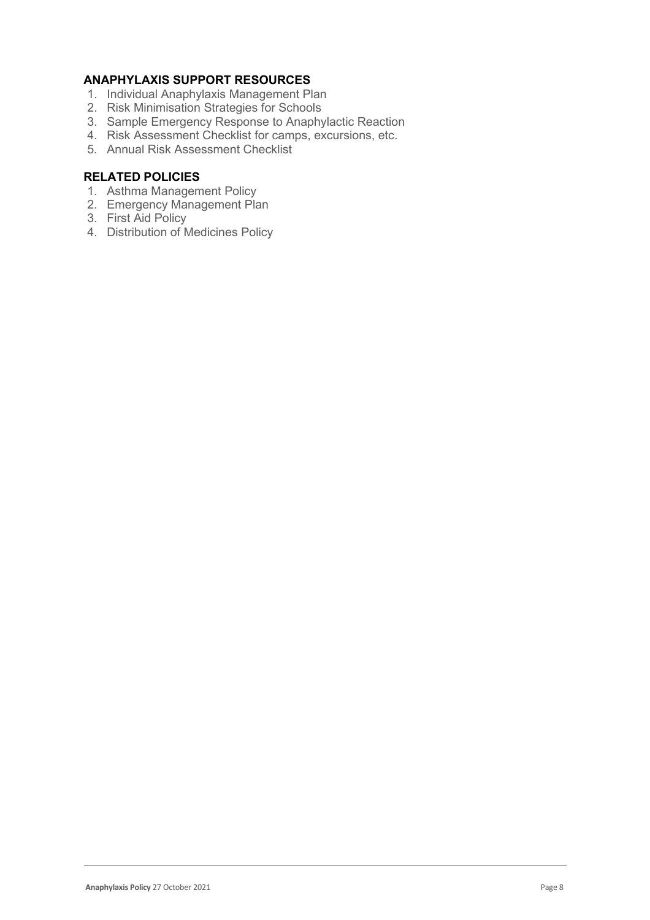## ANAPHYLAXIS SUPPORT RESOURCES

1. Individual Anaphylaxis Management Plan
2. Risk Minimisation Strategies for Schools
3. Sample Emergency Response to Anaphylactic Reaction
4. Risk Assessment Checklist for camps, excursions, etc.
5. Annual Risk Assessment Checklist

## RELATED POLICIES

1. Asthma Management Policy
2. Emergency Management Plan
3. First Aid Policy
4. Distribution of Medicines Policy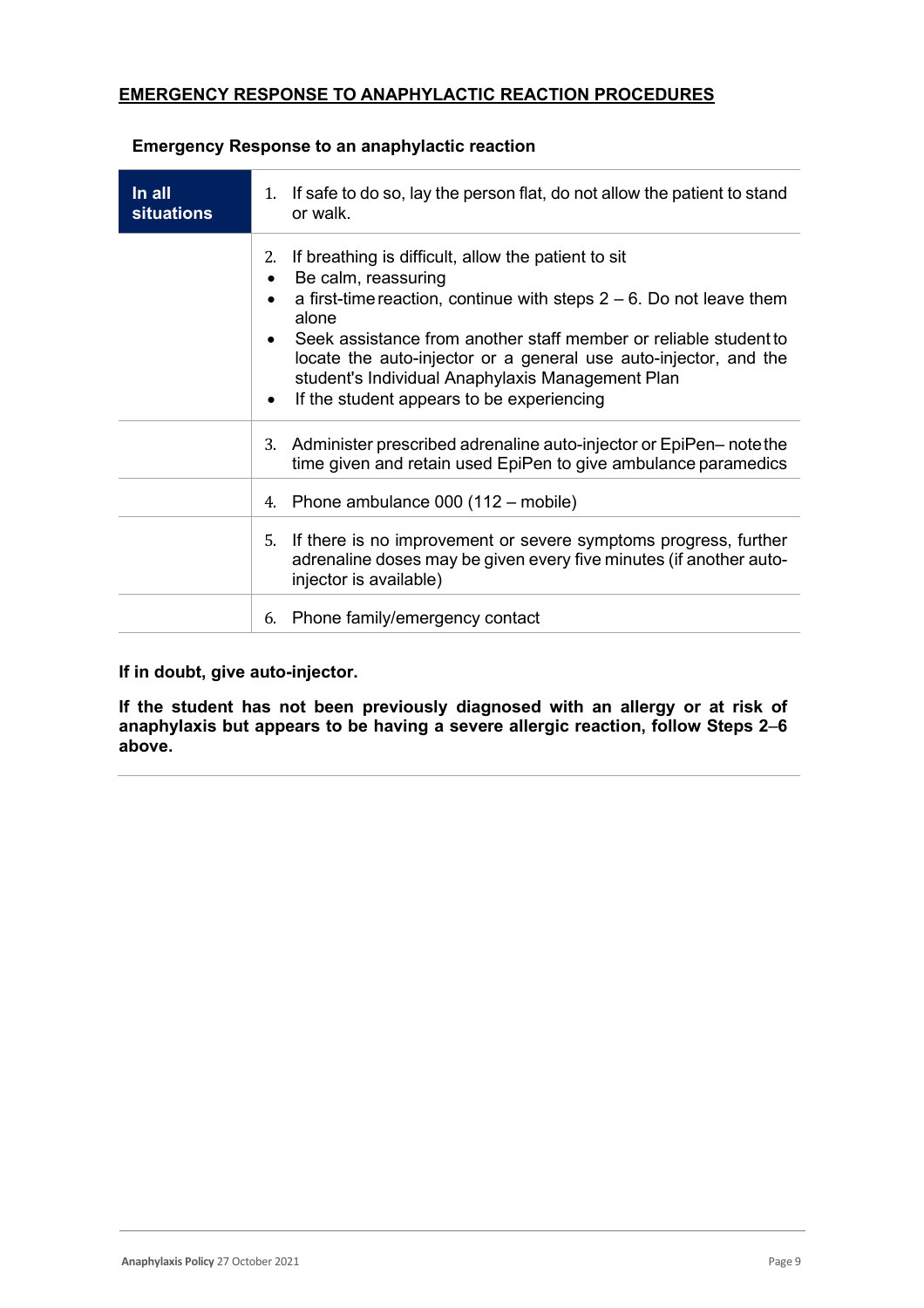## EMERGENCY RESPONSE TO ANAPHYLACTIC REACTION PROCEDURES

### Emergency Response to an anaphylactic reaction

| | |
|---|---|
| **In all situations** | 1. If safe to do so, lay the person flat, do not allow the patient to stand or walk. |
| | 2. If breathing is difficult, allow the patient to sit<br>• Be calm, reassuring<br>• a first-time reaction, continue with steps 2 – 6. Do not leave them alone<br>• Seek assistance from another staff member or reliable student to locate the auto-injector or a general use auto-injector, and the student's Individual Anaphylaxis Management Plan<br>• If the student appears to be experiencing |
| | 3. Administer prescribed adrenaline auto-injector or EpiPen– note the time given and retain used EpiPen to give ambulance paramedics |
| | 4. Phone ambulance 000 (112 – mobile) |
| | 5. If there is no improvement or severe symptoms progress, further adrenaline doses may be given every five minutes (if another auto-injector is available) |
| | 6. Phone family/emergency contact |

**If in doubt, give auto-injector.**

**If the student has not been previously diagnosed with an allergy or at risk of anaphylaxis but appears to be having a severe allergic reaction, follow Steps 2–6 above.**